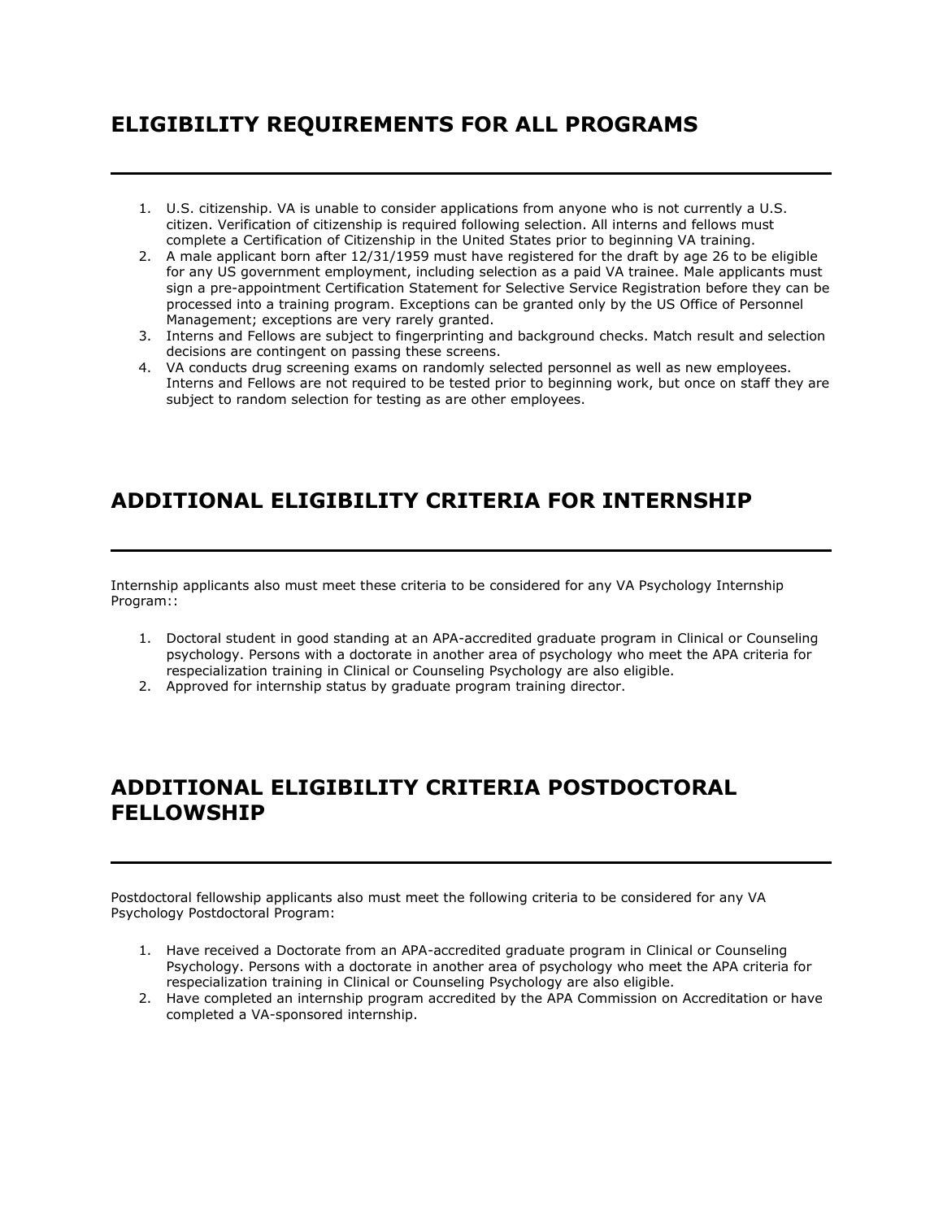## ELIGIBILITY REQUIREMENTS FOR ALL PROGRAMS

1. U.S. citizenship. VA is unable to consider applications from anyone who is not currently a U.S. citizen. Verification of citizenship is required following selection. All interns and fellows must complete a Certification of Citizenship in the United States prior to beginning VA training.
2. A male applicant born after 12/31/1959 must have registered for the draft by age 26 to be eligible for any US government employment, including selection as a paid VA trainee. Male applicants must sign a pre-appointment Certification Statement for Selective Service Registration before they can be processed into a training program. Exceptions can be granted only by the US Office of Personnel Management; exceptions are very rarely granted.
3. Interns and Fellows are subject to fingerprinting and background checks. Match result and selection decisions are contingent on passing these screens.
4. VA conducts drug screening exams on randomly selected personnel as well as new employees. Interns and Fellows are not required to be tested prior to beginning work, but once on staff they are subject to random selection for testing as are other employees.

## ADDITIONAL ELIGIBILITY CRITERIA FOR INTERNSHIP

Internship applicants also must meet these criteria to be considered for any VA Psychology Internship Program::

1. Doctoral student in good standing at an APA-accredited graduate program in Clinical or Counseling psychology. Persons with a doctorate in another area of psychology who meet the APA criteria for respecialization training in Clinical or Counseling Psychology are also eligible.
2. Approved for internship status by graduate program training director.

## ADDITIONAL ELIGIBILITY CRITERIA POSTDOCTORAL FELLOWSHIP

Postdoctoral fellowship applicants also must meet the following criteria to be considered for any VA Psychology Postdoctoral Program:

1. Have received a Doctorate from an APA-accredited graduate program in Clinical or Counseling Psychology. Persons with a doctorate in another area of psychology who meet the APA criteria for respecialization training in Clinical or Counseling Psychology are also eligible.
2. Have completed an internship program accredited by the APA Commission on Accreditation or have completed a VA-sponsored internship.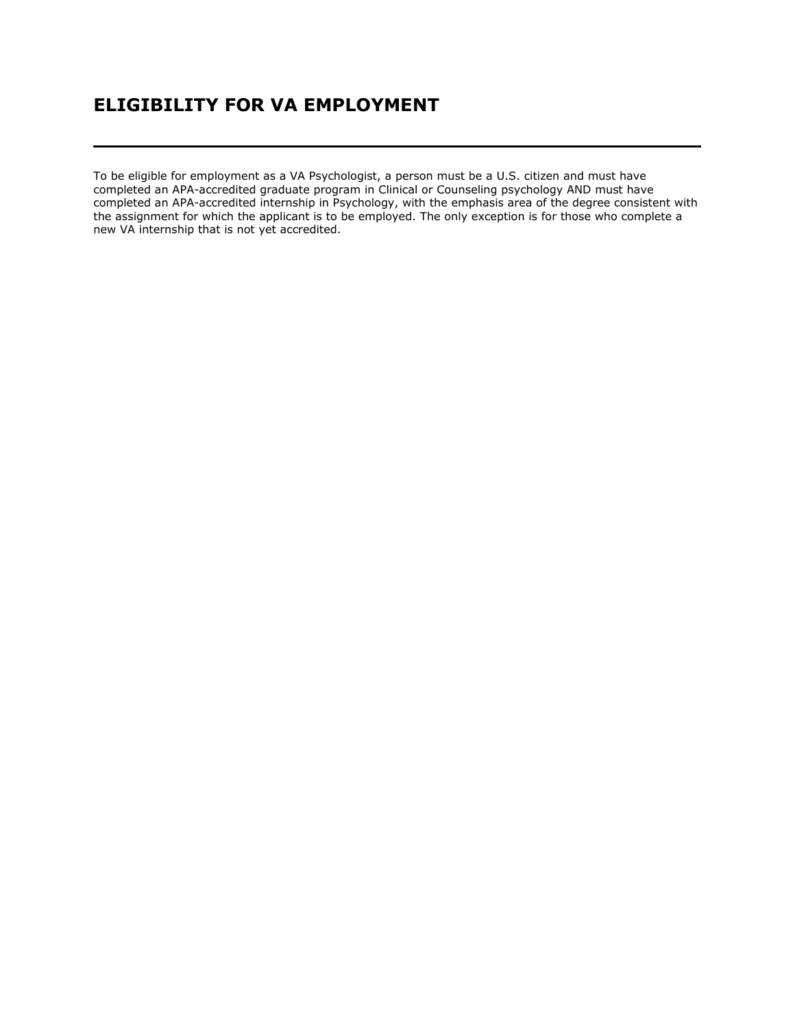# ELIGIBILITY FOR VA EMPLOYMENT

---

To be eligible for employment as a VA Psychologist, a person must be a U.S. citizen and must have completed an APA-accredited graduate program in Clinical or Counseling psychology AND must have completed an APA-accredited internship in Psychology, with the emphasis area of the degree consistent with the assignment for which the applicant is to be employed. The only exception is for those who complete a new VA internship that is not yet accredited.